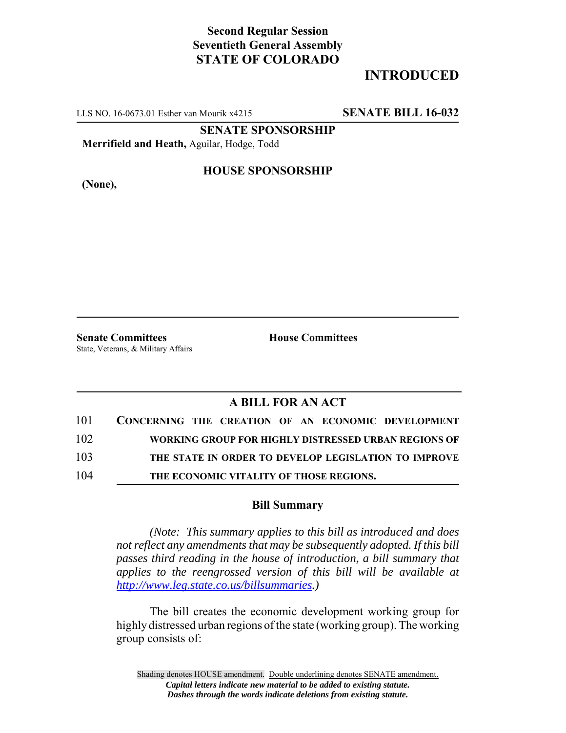**Second Regular Session**
**Seventieth General Assembly**
**STATE OF COLORADO**

# INTRODUCED

LLS NO. 16-0673.01 Esther van Mourik x4215 **SENATE BILL 16-032**

**SENATE SPONSORSHIP**

**Merrifield and Heath,** Aguilar, Hodge, Todd

**HOUSE SPONSORSHIP**

**(None),**

**Senate Committees**
State, Veterans, & Military Affairs

**House Committees**

## A BILL FOR AN ACT

101 **CONCERNING THE CREATION OF AN ECONOMIC DEVELOPMENT**
102 **WORKING GROUP FOR HIGHLY DISTRESSED URBAN REGIONS OF**
103 **THE STATE IN ORDER TO DEVELOP LEGISLATION TO IMPROVE**
104 **THE ECONOMIC VITALITY OF THOSE REGIONS.**

### Bill Summary

*(Note: This summary applies to this bill as introduced and does not reflect any amendments that may be subsequently adopted. If this bill passes third reading in the house of introduction, a bill summary that applies to the reengrossed version of this bill will be available at http://www.leg.state.co.us/billsummaries.)*

The bill creates the economic development working group for highly distressed urban regions of the state (working group). The working group consists of:

Shading denotes HOUSE amendment. Double underlining denotes SENATE amendment.
*Capital letters indicate new material to be added to existing statute.*
*Dashes through the words indicate deletions from existing statute.*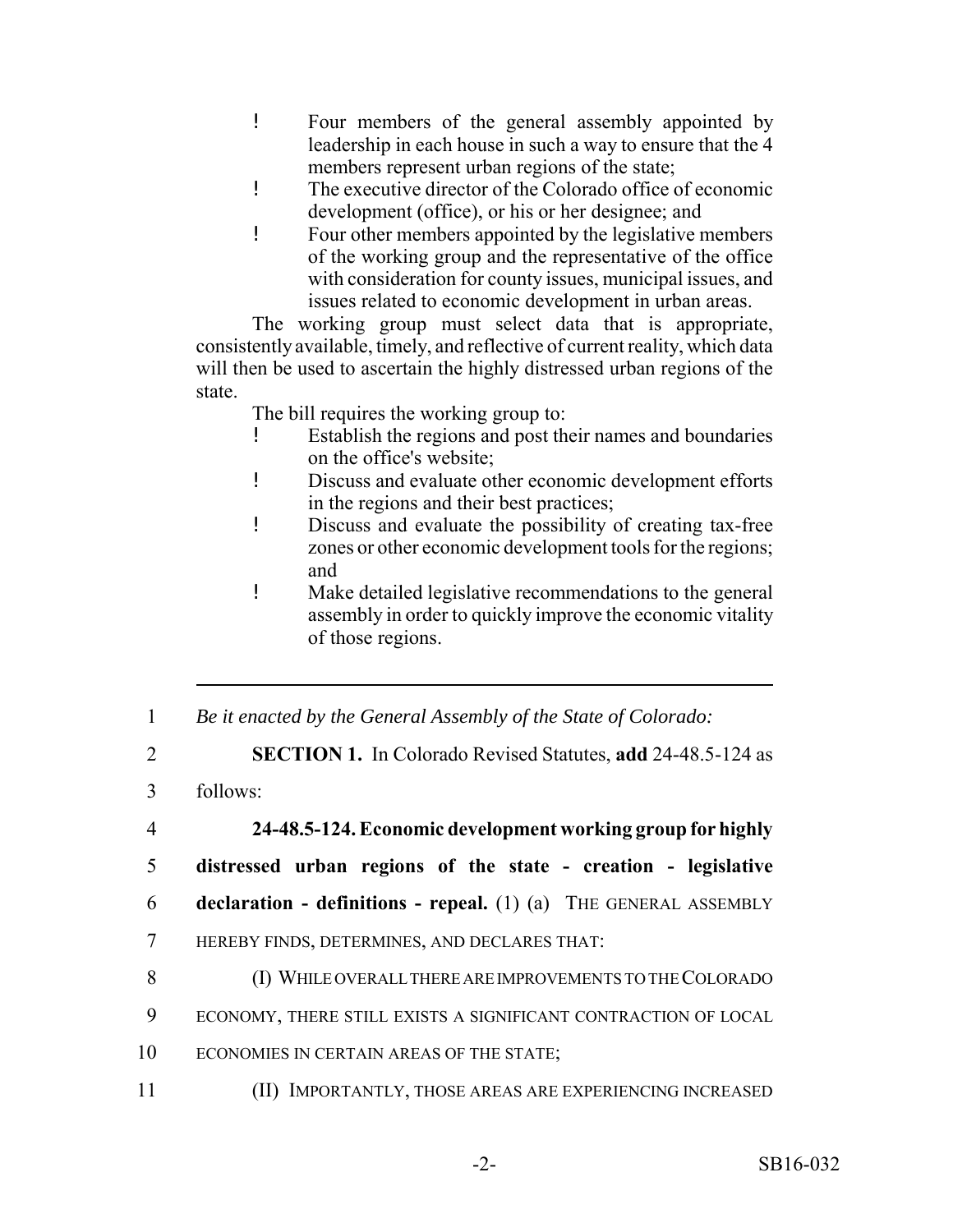- Four members of the general assembly appointed by leadership in each house in such a way to ensure that the 4 members represent urban regions of the state;
- The executive director of the Colorado office of economic development (office), or his or her designee; and
- Four other members appointed by the legislative members of the working group and the representative of the office with consideration for county issues, municipal issues, and issues related to economic development in urban areas.

The working group must select data that is appropriate, consistently available, timely, and reflective of current reality, which data will then be used to ascertain the highly distressed urban regions of the state.

The bill requires the working group to:

- Establish the regions and post their names and boundaries on the office's website;
- Discuss and evaluate other economic development efforts in the regions and their best practices;
- Discuss and evaluate the possibility of creating tax-free zones or other economic development tools for the regions; and
- Make detailed legislative recommendations to the general assembly in order to quickly improve the economic vitality of those regions.

---

1 *Be it enacted by the General Assembly of the State of Colorado:*

2 **SECTION 1.** In Colorado Revised Statutes, **add** 24-48.5-124 as

3 follows:

4 **24-48.5-124. Economic development working group for highly**

5 **distressed urban regions of the state - creation - legislative**

6 **declaration - definitions - repeal.** (1) (a) THE GENERAL ASSEMBLY

7 HEREBY FINDS, DETERMINES, AND DECLARES THAT:

8 (I) WHILE OVERALL THERE ARE IMPROVEMENTS TO THE COLORADO

9 ECONOMY, THERE STILL EXISTS A SIGNIFICANT CONTRACTION OF LOCAL

10 ECONOMIES IN CERTAIN AREAS OF THE STATE;

11 (II) IMPORTANTLY, THOSE AREAS ARE EXPERIENCING INCREASED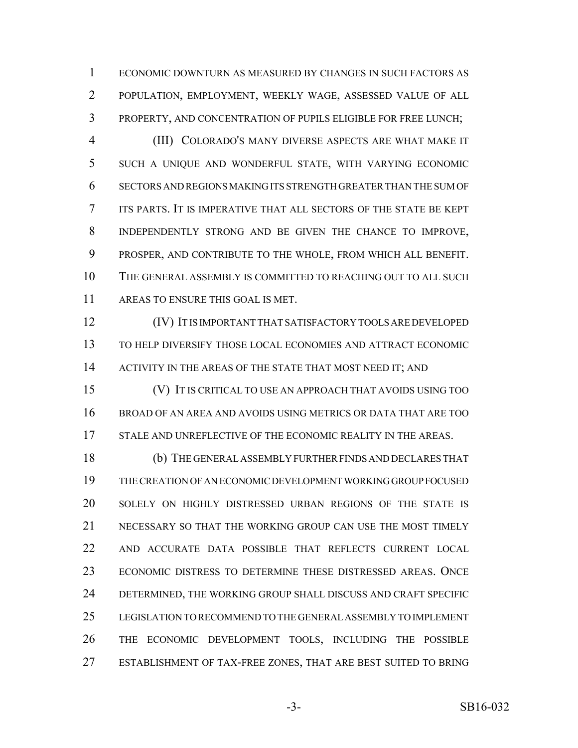ECONOMIC DOWNTURN AS MEASURED BY CHANGES IN SUCH FACTORS AS POPULATION, EMPLOYMENT, WEEKLY WAGE, ASSESSED VALUE OF ALL PROPERTY, AND CONCENTRATION OF PUPILS ELIGIBLE FOR FREE LUNCH;

(III) COLORADO'S MANY DIVERSE ASPECTS ARE WHAT MAKE IT SUCH A UNIQUE AND WONDERFUL STATE, WITH VARYING ECONOMIC SECTORS AND REGIONS MAKING ITS STRENGTH GREATER THAN THE SUM OF ITS PARTS. IT IS IMPERATIVE THAT ALL SECTORS OF THE STATE BE KEPT INDEPENDENTLY STRONG AND BE GIVEN THE CHANCE TO IMPROVE, PROSPER, AND CONTRIBUTE TO THE WHOLE, FROM WHICH ALL BENEFIT. THE GENERAL ASSEMBLY IS COMMITTED TO REACHING OUT TO ALL SUCH AREAS TO ENSURE THIS GOAL IS MET.

(IV) IT IS IMPORTANT THAT SATISFACTORY TOOLS ARE DEVELOPED TO HELP DIVERSIFY THOSE LOCAL ECONOMIES AND ATTRACT ECONOMIC ACTIVITY IN THE AREAS OF THE STATE THAT MOST NEED IT; AND

(V) IT IS CRITICAL TO USE AN APPROACH THAT AVOIDS USING TOO BROAD OF AN AREA AND AVOIDS USING METRICS OR DATA THAT ARE TOO STALE AND UNREFLECTIVE OF THE ECONOMIC REALITY IN THE AREAS.

(b) THE GENERAL ASSEMBLY FURTHER FINDS AND DECLARES THAT THE CREATION OF AN ECONOMIC DEVELOPMENT WORKING GROUP FOCUSED SOLELY ON HIGHLY DISTRESSED URBAN REGIONS OF THE STATE IS NECESSARY SO THAT THE WORKING GROUP CAN USE THE MOST TIMELY AND ACCURATE DATA POSSIBLE THAT REFLECTS CURRENT LOCAL ECONOMIC DISTRESS TO DETERMINE THESE DISTRESSED AREAS. ONCE DETERMINED, THE WORKING GROUP SHALL DISCUSS AND CRAFT SPECIFIC LEGISLATION TO RECOMMEND TO THE GENERAL ASSEMBLY TO IMPLEMENT THE ECONOMIC DEVELOPMENT TOOLS, INCLUDING THE POSSIBLE ESTABLISHMENT OF TAX-FREE ZONES, THAT ARE BEST SUITED TO BRING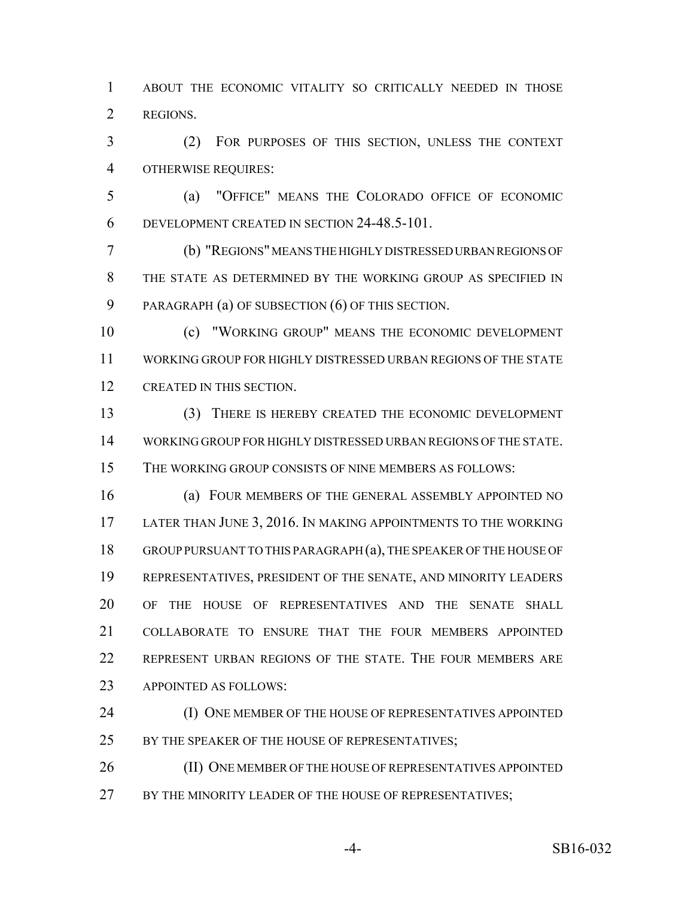ABOUT THE ECONOMIC VITALITY SO CRITICALLY NEEDED IN THOSE REGIONS.

(2) FOR PURPOSES OF THIS SECTION, UNLESS THE CONTEXT OTHERWISE REQUIRES:

(a) "OFFICE" MEANS THE COLORADO OFFICE OF ECONOMIC DEVELOPMENT CREATED IN SECTION 24-48.5-101.

(b) "REGIONS" MEANS THE HIGHLY DISTRESSED URBAN REGIONS OF THE STATE AS DETERMINED BY THE WORKING GROUP AS SPECIFIED IN PARAGRAPH (a) OF SUBSECTION (6) OF THIS SECTION.

(c) "WORKING GROUP" MEANS THE ECONOMIC DEVELOPMENT WORKING GROUP FOR HIGHLY DISTRESSED URBAN REGIONS OF THE STATE CREATED IN THIS SECTION.

(3) THERE IS HEREBY CREATED THE ECONOMIC DEVELOPMENT WORKING GROUP FOR HIGHLY DISTRESSED URBAN REGIONS OF THE STATE. THE WORKING GROUP CONSISTS OF NINE MEMBERS AS FOLLOWS:

(a) FOUR MEMBERS OF THE GENERAL ASSEMBLY APPOINTED NO LATER THAN JUNE 3, 2016. IN MAKING APPOINTMENTS TO THE WORKING GROUP PURSUANT TO THIS PARAGRAPH (a), THE SPEAKER OF THE HOUSE OF REPRESENTATIVES, PRESIDENT OF THE SENATE, AND MINORITY LEADERS OF THE HOUSE OF REPRESENTATIVES AND THE SENATE SHALL COLLABORATE TO ENSURE THAT THE FOUR MEMBERS APPOINTED REPRESENT URBAN REGIONS OF THE STATE. THE FOUR MEMBERS ARE APPOINTED AS FOLLOWS:

(I) ONE MEMBER OF THE HOUSE OF REPRESENTATIVES APPOINTED BY THE SPEAKER OF THE HOUSE OF REPRESENTATIVES;

(II) ONE MEMBER OF THE HOUSE OF REPRESENTATIVES APPOINTED BY THE MINORITY LEADER OF THE HOUSE OF REPRESENTATIVES;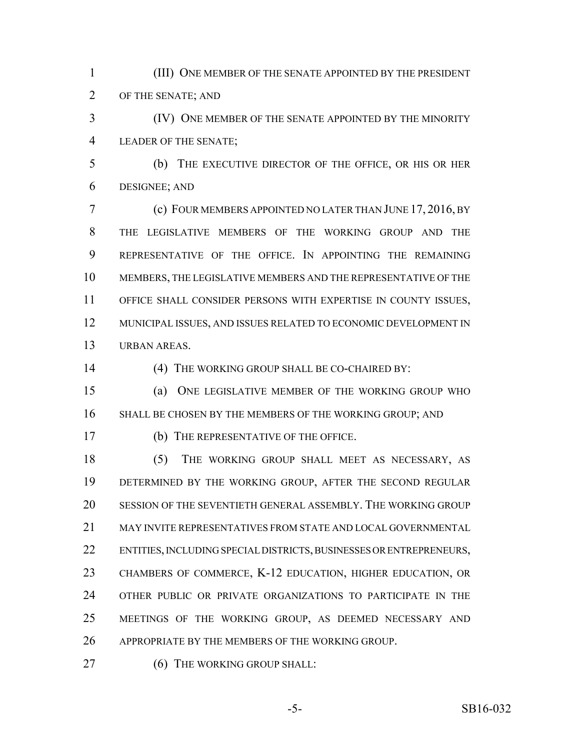(III) ONE MEMBER OF THE SENATE APPOINTED BY THE PRESIDENT OF THE SENATE; AND

(IV) ONE MEMBER OF THE SENATE APPOINTED BY THE MINORITY LEADER OF THE SENATE;

(b) THE EXECUTIVE DIRECTOR OF THE OFFICE, OR HIS OR HER DESIGNEE; AND

(c) FOUR MEMBERS APPOINTED NO LATER THAN JUNE 17, 2016, BY THE LEGISLATIVE MEMBERS OF THE WORKING GROUP AND THE REPRESENTATIVE OF THE OFFICE. IN APPOINTING THE REMAINING MEMBERS, THE LEGISLATIVE MEMBERS AND THE REPRESENTATIVE OF THE OFFICE SHALL CONSIDER PERSONS WITH EXPERTISE IN COUNTY ISSUES, MUNICIPAL ISSUES, AND ISSUES RELATED TO ECONOMIC DEVELOPMENT IN URBAN AREAS.

(4) THE WORKING GROUP SHALL BE CO-CHAIRED BY:

(a) ONE LEGISLATIVE MEMBER OF THE WORKING GROUP WHO SHALL BE CHOSEN BY THE MEMBERS OF THE WORKING GROUP; AND

(b) THE REPRESENTATIVE OF THE OFFICE.

(5) THE WORKING GROUP SHALL MEET AS NECESSARY, AS DETERMINED BY THE WORKING GROUP, AFTER THE SECOND REGULAR SESSION OF THE SEVENTIETH GENERAL ASSEMBLY. THE WORKING GROUP MAY INVITE REPRESENTATIVES FROM STATE AND LOCAL GOVERNMENTAL ENTITIES, INCLUDING SPECIAL DISTRICTS, BUSINESSES OR ENTREPRENEURS, CHAMBERS OF COMMERCE, K-12 EDUCATION, HIGHER EDUCATION, OR OTHER PUBLIC OR PRIVATE ORGANIZATIONS TO PARTICIPATE IN THE MEETINGS OF THE WORKING GROUP, AS DEEMED NECESSARY AND APPROPRIATE BY THE MEMBERS OF THE WORKING GROUP.

(6) THE WORKING GROUP SHALL: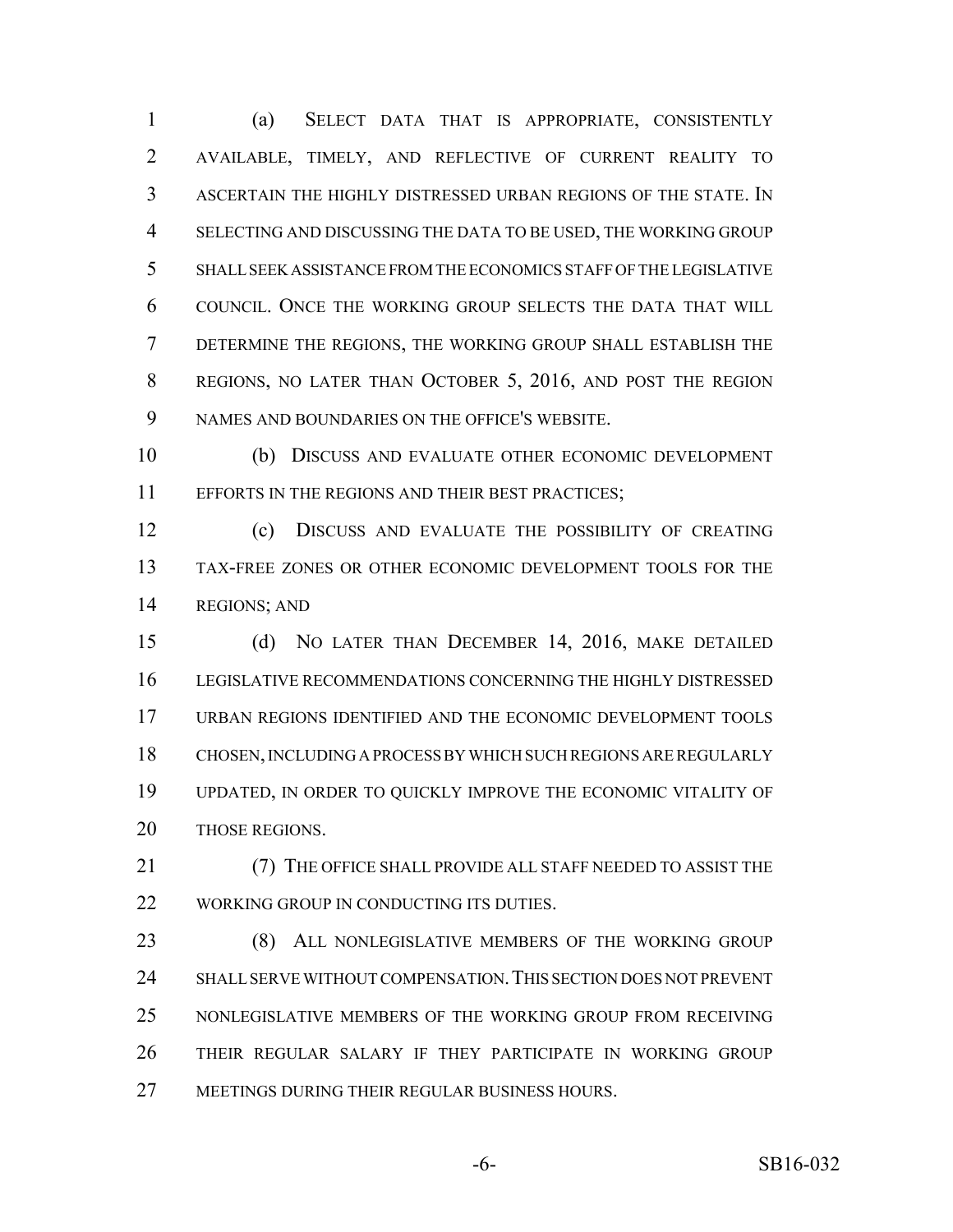(a) SELECT DATA THAT IS APPROPRIATE, CONSISTENTLY AVAILABLE, TIMELY, AND REFLECTIVE OF CURRENT REALITY TO ASCERTAIN THE HIGHLY DISTRESSED URBAN REGIONS OF THE STATE. IN SELECTING AND DISCUSSING THE DATA TO BE USED, THE WORKING GROUP SHALL SEEK ASSISTANCE FROM THE ECONOMICS STAFF OF THE LEGISLATIVE COUNCIL. ONCE THE WORKING GROUP SELECTS THE DATA THAT WILL DETERMINE THE REGIONS, THE WORKING GROUP SHALL ESTABLISH THE REGIONS, NO LATER THAN OCTOBER 5, 2016, AND POST THE REGION NAMES AND BOUNDARIES ON THE OFFICE'S WEBSITE.

(b) DISCUSS AND EVALUATE OTHER ECONOMIC DEVELOPMENT EFFORTS IN THE REGIONS AND THEIR BEST PRACTICES;

(c) DISCUSS AND EVALUATE THE POSSIBILITY OF CREATING TAX-FREE ZONES OR OTHER ECONOMIC DEVELOPMENT TOOLS FOR THE REGIONS; AND

(d) NO LATER THAN DECEMBER 14, 2016, MAKE DETAILED LEGISLATIVE RECOMMENDATIONS CONCERNING THE HIGHLY DISTRESSED URBAN REGIONS IDENTIFIED AND THE ECONOMIC DEVELOPMENT TOOLS CHOSEN, INCLUDING A PROCESS BY WHICH SUCH REGIONS ARE REGULARLY UPDATED, IN ORDER TO QUICKLY IMPROVE THE ECONOMIC VITALITY OF THOSE REGIONS.

(7) THE OFFICE SHALL PROVIDE ALL STAFF NEEDED TO ASSIST THE WORKING GROUP IN CONDUCTING ITS DUTIES.

(8) ALL NONLEGISLATIVE MEMBERS OF THE WORKING GROUP SHALL SERVE WITHOUT COMPENSATION. THIS SECTION DOES NOT PREVENT NONLEGISLATIVE MEMBERS OF THE WORKING GROUP FROM RECEIVING THEIR REGULAR SALARY IF THEY PARTICIPATE IN WORKING GROUP MEETINGS DURING THEIR REGULAR BUSINESS HOURS.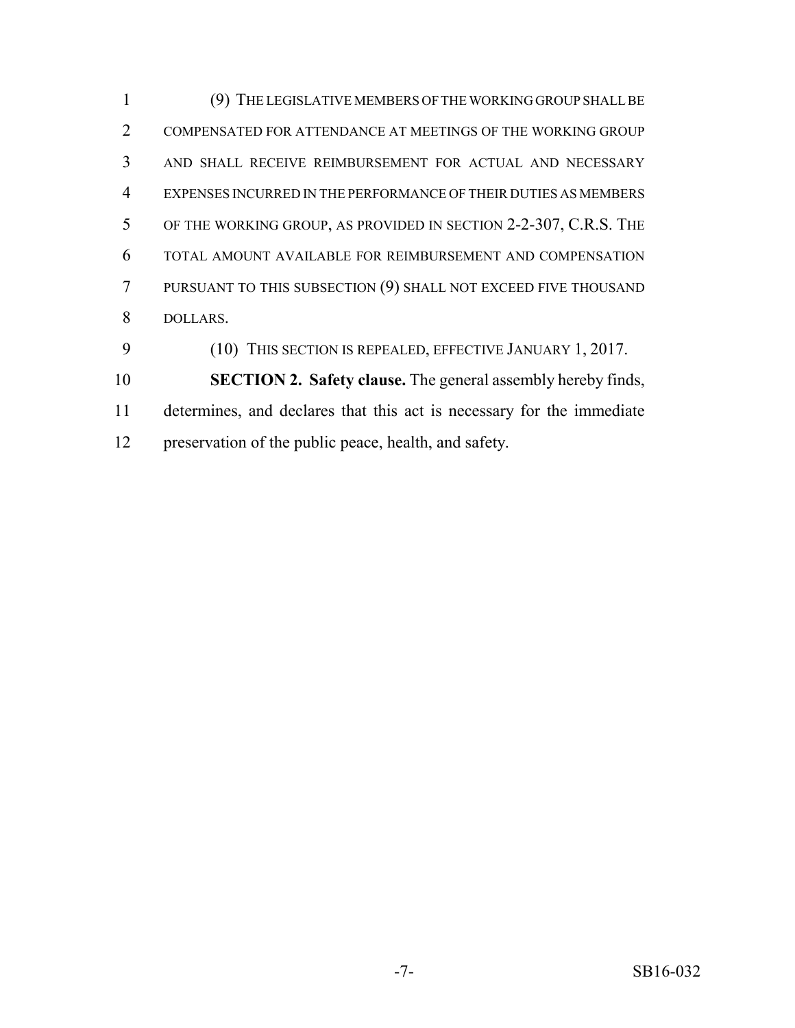(9) THE LEGISLATIVE MEMBERS OF THE WORKING GROUP SHALL BE COMPENSATED FOR ATTENDANCE AT MEETINGS OF THE WORKING GROUP AND SHALL RECEIVE REIMBURSEMENT FOR ACTUAL AND NECESSARY EXPENSES INCURRED IN THE PERFORMANCE OF THEIR DUTIES AS MEMBERS OF THE WORKING GROUP, AS PROVIDED IN SECTION 2-2-307, C.R.S. THE TOTAL AMOUNT AVAILABLE FOR REIMBURSEMENT AND COMPENSATION PURSUANT TO THIS SUBSECTION (9) SHALL NOT EXCEED FIVE THOUSAND DOLLARS.

(10) THIS SECTION IS REPEALED, EFFECTIVE JANUARY 1, 2017.

**SECTION 2. Safety clause.** The general assembly hereby finds, determines, and declares that this act is necessary for the immediate preservation of the public peace, health, and safety.